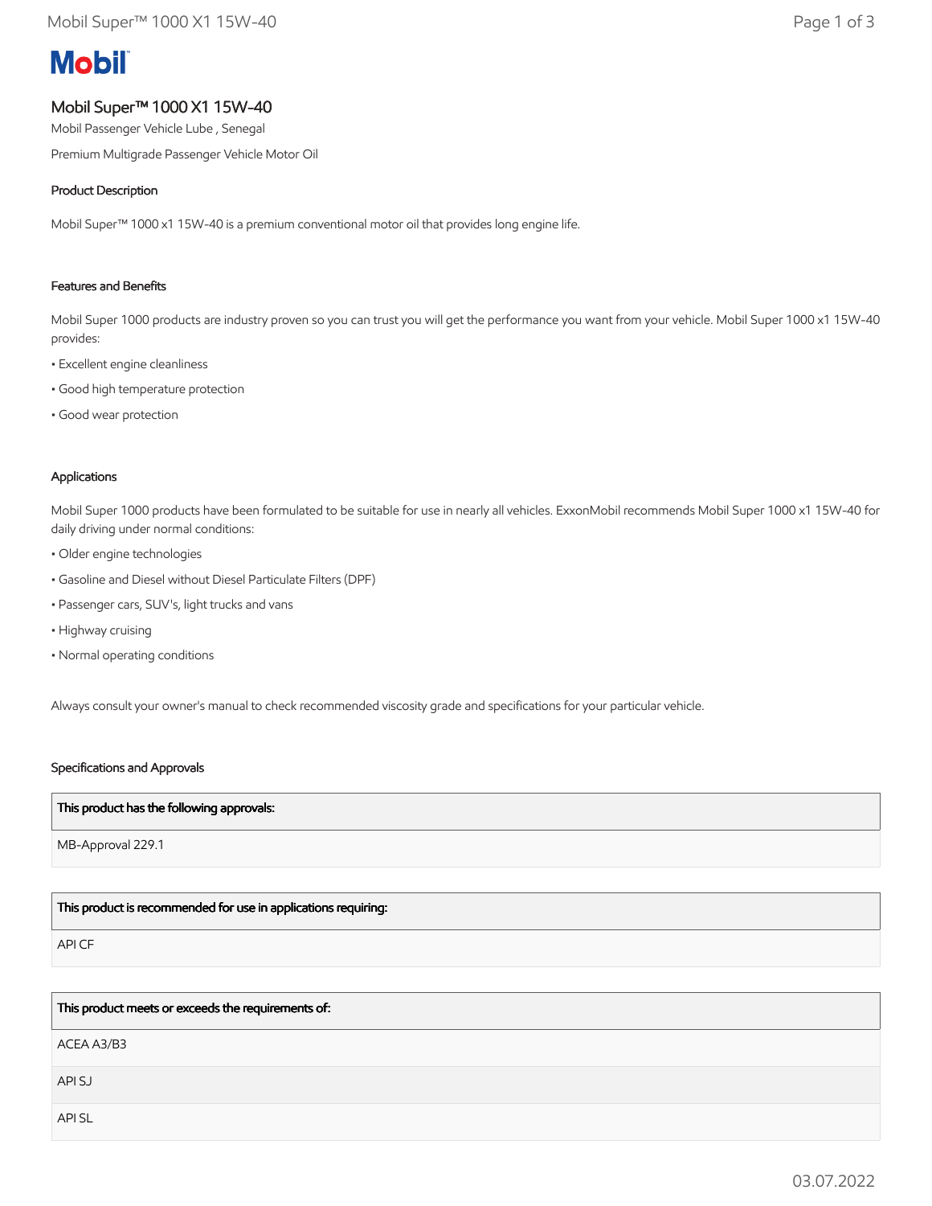# Mobil

## Mobil Super™ 1000 X1 15W-40

Mobil Passenger Vehicle Lube , Senegal

Premium Multigrade Passenger Vehicle Motor Oil

### Product Description

Mobil Super™ 1000 x1 15W-40 is a premium conventional motor oil that provides long engine life.

### Features and Benefits

Mobil Super 1000 products are industry proven so you can trust you will get the performance you want from your vehicle. Mobil Super 1000 x1 15W-40 provides:

- Excellent engine cleanliness
- Good high temperature protection
- Good wear protection

### Applications

Mobil Super 1000 products have been formulated to be suitable for use in nearly all vehicles. ExxonMobil recommends Mobil Super 1000 x1 15W-40 for daily driving under normal conditions:

- Older engine technologies
- Gasoline and Diesel without Diesel Particulate Filters (DPF)
- Passenger cars, SUV's, light trucks and vans
- Highway cruising
- Normal operating conditions

Always consult your owner's manual to check recommended viscosity grade and specifications for your particular vehicle.

### Specifications and Approvals

| This product has the following approvals: |
| --- |
| MB-Approval 229.1 |

| This product is recommended for use in applications requiring: |
| --- |
| API CF |

| This product meets or exceeds the requirements of: |
| --- |
| ACEA A3/B3 |
| API SJ |
| API SL |

03.07.2022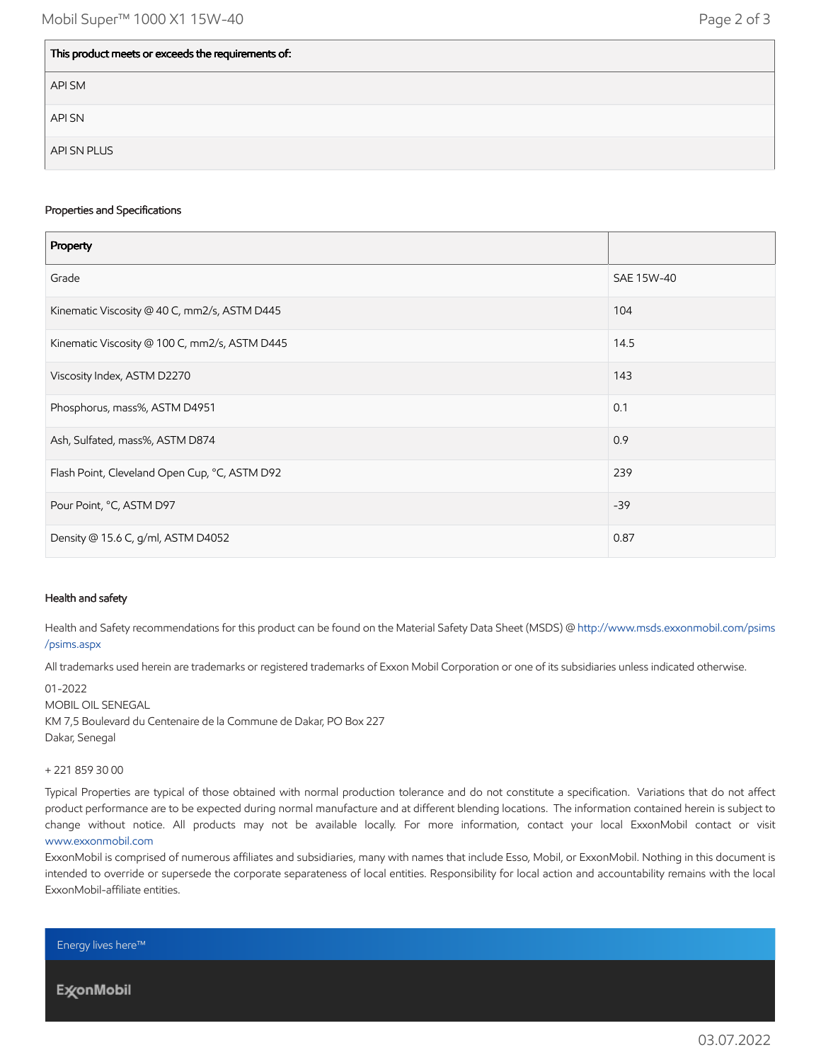| This product meets or exceeds the requirements of: |
| --- |
| API SM |
| API SN |
| API SN PLUS |

### Properties and Specifications

| Property | |
| --- | --- |
| Grade | SAE 15W-40 |
| Kinematic Viscosity @ 40 C, mm2/s, ASTM D445 | 104 |
| Kinematic Viscosity @ 100 C, mm2/s, ASTM D445 | 14.5 |
| Viscosity Index, ASTM D2270 | 143 |
| Phosphorus, mass%, ASTM D4951 | 0.1 |
| Ash, Sulfated, mass%, ASTM D874 | 0.9 |
| Flash Point, Cleveland Open Cup, °C, ASTM D92 | 239 |
| Pour Point, °C, ASTM D97 | -39 |
| Density @ 15.6 C, g/ml, ASTM D4052 | 0.87 |

### Health and safety

Health and Safety recommendations for this product can be found on the Material Safety Data Sheet (MSDS) @ http://www.msds.exxonmobil.com/psims/psims.aspx

All trademarks used herein are trademarks or registered trademarks of Exxon Mobil Corporation or one of its subsidiaries unless indicated otherwise.

01-2022
MOBIL OIL SENEGAL
KM 7,5 Boulevard du Centenaire de la Commune de Dakar, PO Box 227
Dakar, Senegal

+ 221 859 30 00

Typical Properties are typical of those obtained with normal production tolerance and do not constitute a specification. Variations that do not affect product performance are to be expected during normal manufacture and at different blending locations. The information contained herein is subject to change without notice. All products may not be available locally. For more information, contact your local ExxonMobil contact or visit www.exxonmobil.com

ExxonMobil is comprised of numerous affiliates and subsidiaries, many with names that include Esso, Mobil, or ExxonMobil. Nothing in this document is intended to override or supersede the corporate separateness of local entities. Responsibility for local action and accountability remains with the local ExxonMobil-affiliate entities.

Energy lives here™

ExxonMobil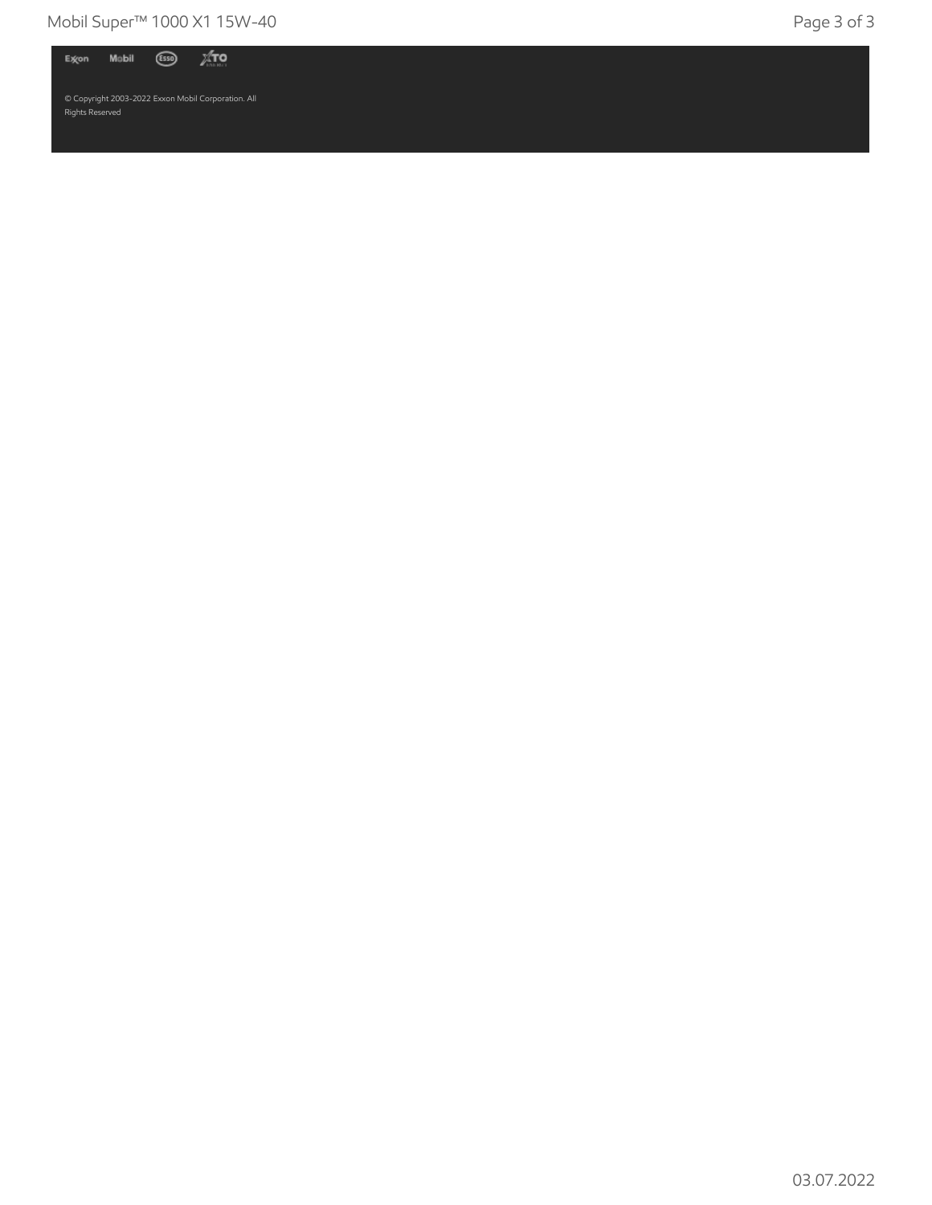Exxon Mobil Esso XTO

© Copyright 2003-2022 Exxon Mobil Corporation. All Rights Reserved